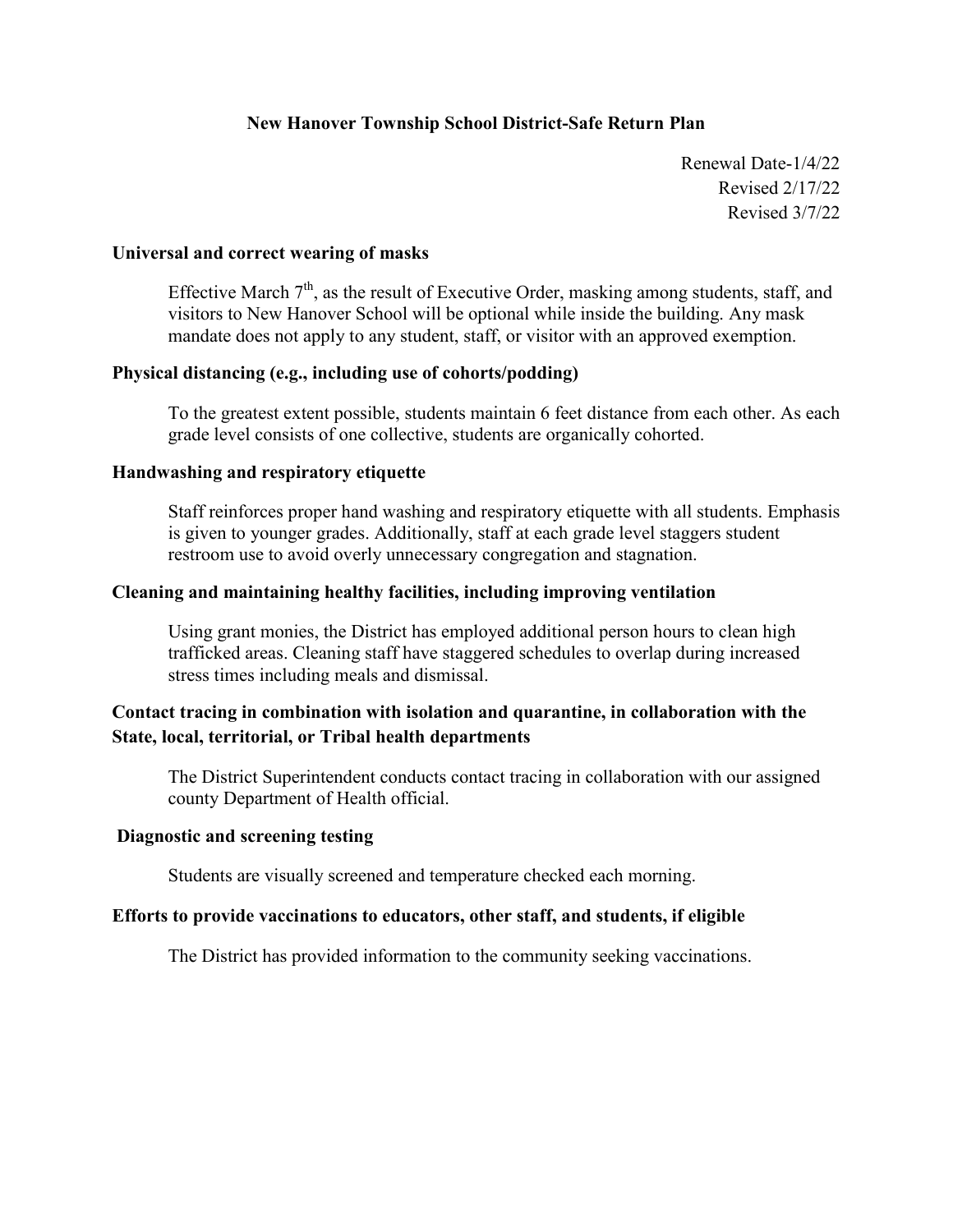**New Hanover Township School District-Safe Return Plan**

Renewal Date-1/4/22
Revised 2/17/22
Revised 3/7/22

**Universal and correct wearing of masks**

Effective March 7th, as the result of Executive Order, masking among students, staff, and visitors to New Hanover School will be optional while inside the building. Any mask mandate does not apply to any student, staff, or visitor with an approved exemption.

**Physical distancing (e.g., including use of cohorts/podding)**

To the greatest extent possible, students maintain 6 feet distance from each other. As each grade level consists of one collective, students are organically cohorted.

**Handwashing and respiratory etiquette**

Staff reinforces proper hand washing and respiratory etiquette with all students. Emphasis is given to younger grades. Additionally, staff at each grade level staggers student restroom use to avoid overly unnecessary congregation and stagnation.

**Cleaning and maintaining healthy facilities, including improving ventilation**

Using grant monies, the District has employed additional person hours to clean high trafficked areas. Cleaning staff have staggered schedules to overlap during increased stress times including meals and dismissal.

**Contact tracing in combination with isolation and quarantine, in collaboration with the State, local, territorial, or Tribal health departments**

The District Superintendent conducts contact tracing in collaboration with our assigned county Department of Health official.

**Diagnostic and screening testing**

Students are visually screened and temperature checked each morning.

**Efforts to provide vaccinations to educators, other staff, and students, if eligible**

The District has provided information to the community seeking vaccinations.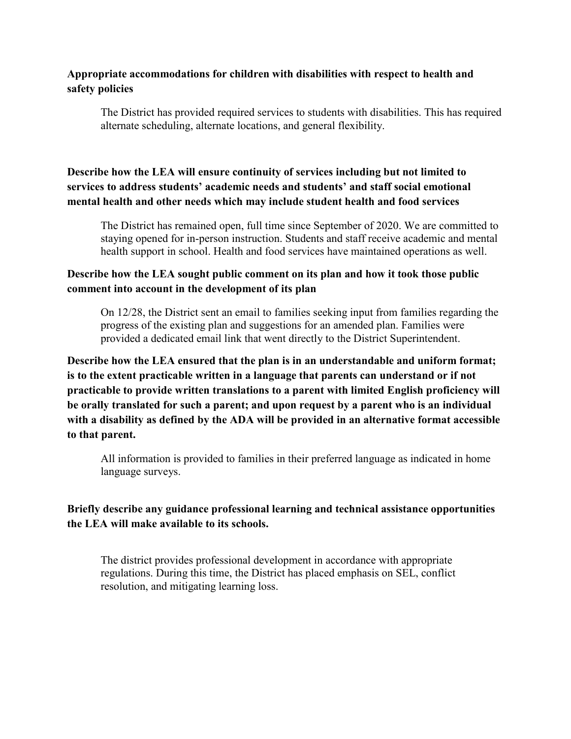**Appropriate accommodations for children with disabilities with respect to health and safety policies**

The District has provided required services to students with disabilities. This has required alternate scheduling, alternate locations, and general flexibility.

**Describe how the LEA will ensure continuity of services including but not limited to services to address students' academic needs and students' and staff social emotional mental health and other needs which may include student health and food services**

The District has remained open, full time since September of 2020. We are committed to staying opened for in-person instruction. Students and staff receive academic and mental health support in school. Health and food services have maintained operations as well.

**Describe how the LEA sought public comment on its plan and how it took those public comment into account in the development of its plan**

On 12/28, the District sent an email to families seeking input from families regarding the progress of the existing plan and suggestions for an amended plan. Families were provided a dedicated email link that went directly to the District Superintendent.

**Describe how the LEA ensured that the plan is in an understandable and uniform format; is to the extent practicable written in a language that parents can understand or if not practicable to provide written translations to a parent with limited English proficiency will be orally translated for such a parent; and upon request by a parent who is an individual with a disability as defined by the ADA will be provided in an alternative format accessible to that parent.**

All information is provided to families in their preferred language as indicated in home language surveys.

**Briefly describe any guidance professional learning and technical assistance opportunities the LEA will make available to its schools.**

The district provides professional development in accordance with appropriate regulations. During this time, the District has placed emphasis on SEL, conflict resolution, and mitigating learning loss.